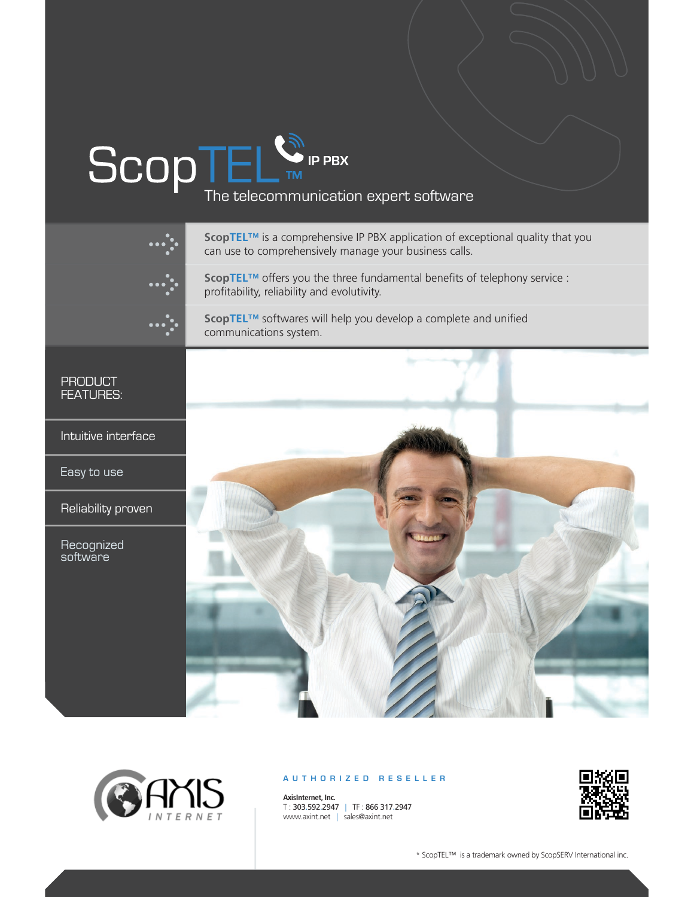# ScopTEL™ IP PBX

The telecommunication expert software

**ScopTEL™** is a comprehensive IP PBX application of exceptional quality that you can use to comprehensively manage your business calls.

**ScopTEL™** offers you the three fundamental benefits of telephony service : profitability, reliability and evolutivity.

**ScopTEL™** softwares will help you develop a complete and unified communications system.

## PRODUCT FEATURES:

- Intuitive interface
- Easy to use
- Reliability proven
- Recognized software

AUTHORIZED RESELLER

**AxisInternet, Inc.**
T : 303.592.2947 | TF : 866 317.2947
www.axint.net | sales@axint.net

* ScopTEL™ is a trademark owned by ScopSERV International inc.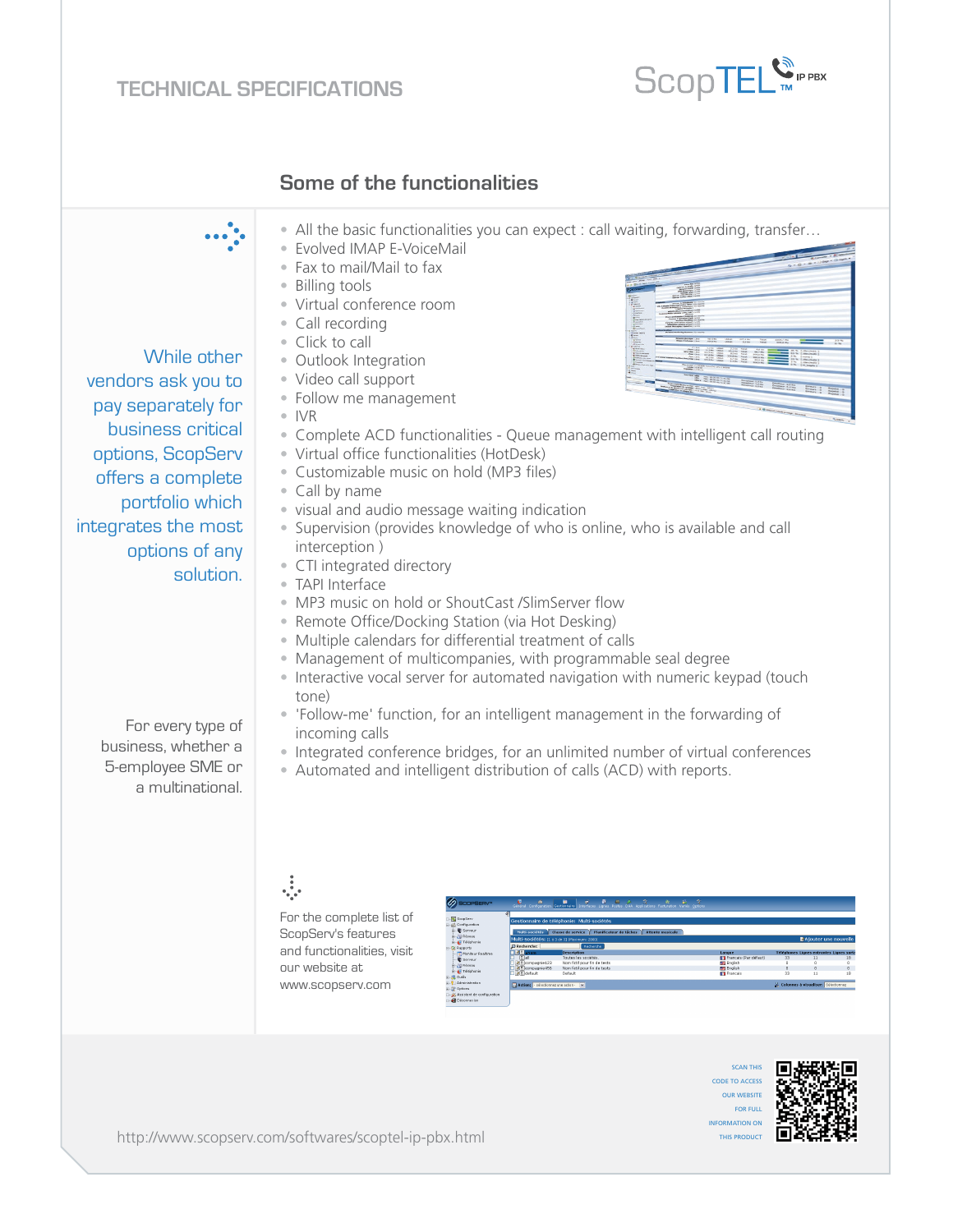TECHNICAL SPECIFICATIONS

ScopTEL™ IP PBX

## Some of the functionalities

While other vendors ask you to pay separately for business critical options, ScopServ offers a complete portfolio which integrates the most options of any solution.

For every type of business, whether a 5-employee SME or a multinational.

- All the basic functionalities you can expect : call waiting, forwarding, transfer…
- Evolved IMAP E-VoiceMail
- Fax to mail/Mail to fax
- Billing tools
- Virtual conference room
- Call recording
- Click to call
- Outlook Integration
- Video call support
- Follow me management
- IVR
- Complete ACD functionalities - Queue management with intelligent call routing
- Virtual office functionalities (HotDesk)
- Customizable music on hold (MP3 files)
- Call by name
- visual and audio message waiting indication
- Supervision (provides knowledge of who is online, who is available and call interception )
- CTI integrated directory
- TAPI Interface
- MP3 music on hold or ShoutCast /SlimServer flow
- Remote Office/Docking Station (via Hot Desking)
- Multiple calendars for differential treatment of calls
- Management of multicompanies, with programmable seal degree
- Interactive vocal server for automated navigation with numeric keypad (touch tone)
- 'Follow-me' function, for an intelligent management in the forwarding of incoming calls
- Integrated conference bridges, for an unlimited number of virtual conferences
- Automated and intelligent distribution of calls (ACD) with reports.

For the complete list of ScopServ's features and functionalities, visit our website at www.scopserv.com

http://www.scopserv.com/softwares/scoptel-ip-pbx.html

SCAN THIS CODE TO ACCESS OUR WEBSITE FOR FULL INFORMATION ON THIS PRODUCT